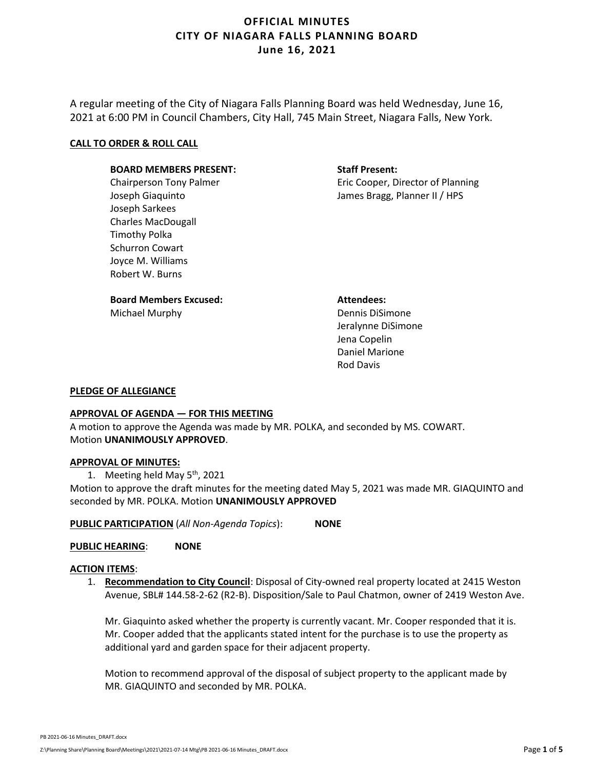# OFFICIAL MINUTES
# CITY OF NIAGARA FALLS PLANNING BOARD
# June 16, 2021

A regular meeting of the City of Niagara Falls Planning Board was held Wednesday, June 16, 2021 at 6:00 PM in Council Chambers, City Hall, 745 Main Street, Niagara Falls, New York.

**CALL TO ORDER & ROLL CALL**

**BOARD MEMBERS PRESENT:**
Chairperson Tony Palmer
Joseph Giaquinto
Joseph Sarkees
Charles MacDougall
Timothy Polka
Schurron Cowart
Joyce M. Williams
Robert W. Burns

**Staff Present:**
Eric Cooper, Director of Planning
James Bragg, Planner II / HPS

**Board Members Excused:**
Michael Murphy

**Attendees:**
Dennis DiSimone
Jeralynne DiSimone
Jena Copelin
Daniel Marione
Rod Davis

**PLEDGE OF ALLEGIANCE**

**APPROVAL OF AGENDA — FOR THIS MEETING**
A motion to approve the Agenda was made by MR. POLKA, and seconded by MS. COWART. Motion **UNANIMOUSLY APPROVED**.

**APPROVAL OF MINUTES:**

1. Meeting held May 5th, 2021

Motion to approve the draft minutes for the meeting dated May 5, 2021 was made MR. GIAQUINTO and seconded by MR. POLKA. Motion **UNANIMOUSLY APPROVED**

**PUBLIC PARTICIPATION** (*All Non-Agenda Topics*): **NONE**

**PUBLIC HEARING**: **NONE**

**ACTION ITEMS**:

1. **Recommendation to City Council**: Disposal of City-owned real property located at 2415 Weston Avenue, SBL# 144.58-2-62 (R2-B). Disposition/Sale to Paul Chatmon, owner of 2419 Weston Ave.

   Mr. Giaquinto asked whether the property is currently vacant. Mr. Cooper responded that it is. Mr. Cooper added that the applicants stated intent for the purchase is to use the property as additional yard and garden space for their adjacent property.

   Motion to recommend approval of the disposal of subject property to the applicant made by MR. GIAQUINTO and seconded by MR. POLKA.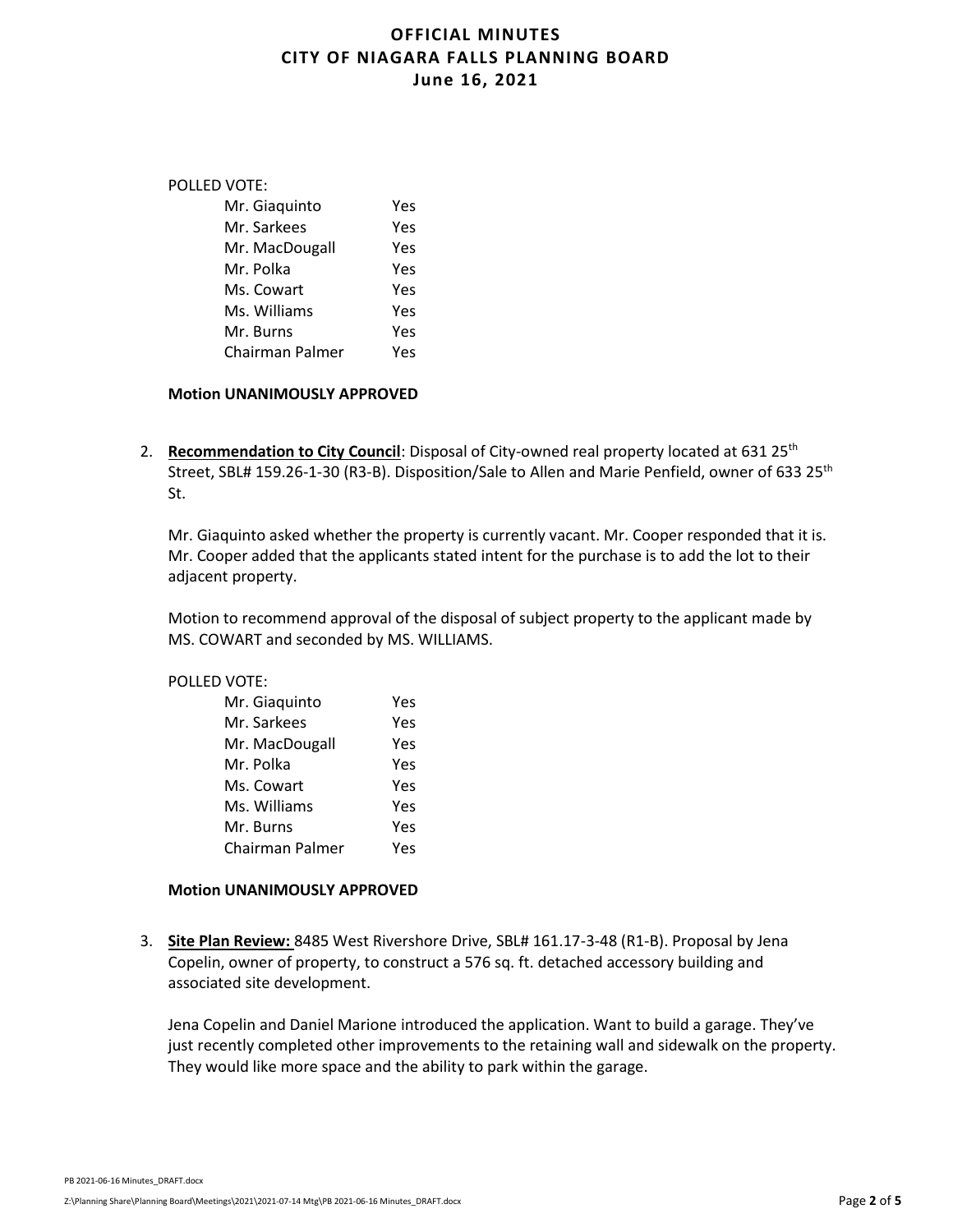POLLED VOTE:

| | |
|---|---|
| Mr. Giaquinto | Yes |
| Mr. Sarkees | Yes |
| Mr. MacDougall | Yes |
| Mr. Polka | Yes |
| Ms. Cowart | Yes |
| Ms. Williams | Yes |
| Mr. Burns | Yes |
| Chairman Palmer | Yes |

**Motion UNANIMOUSLY APPROVED**

2. **Recommendation to City Council**: Disposal of City-owned real property located at 631 25th Street, SBL# 159.26-1-30 (R3-B). Disposition/Sale to Allen and Marie Penfield, owner of 633 25th St.

   Mr. Giaquinto asked whether the property is currently vacant. Mr. Cooper responded that it is. Mr. Cooper added that the applicants stated intent for the purchase is to add the lot to their adjacent property.

   Motion to recommend approval of the disposal of subject property to the applicant made by MS. COWART and seconded by MS. WILLIAMS.

   POLLED VOTE:

   | | |
   |---|---|
   | Mr. Giaquinto | Yes |
   | Mr. Sarkees | Yes |
   | Mr. MacDougall | Yes |
   | Mr. Polka | Yes |
   | Ms. Cowart | Yes |
   | Ms. Williams | Yes |
   | Mr. Burns | Yes |
   | Chairman Palmer | Yes |

   **Motion UNANIMOUSLY APPROVED**

3. **Site Plan Review:** 8485 West Rivershore Drive, SBL# 161.17-3-48 (R1-B). Proposal by Jena Copelin, owner of property, to construct a 576 sq. ft. detached accessory building and associated site development.

   Jena Copelin and Daniel Marione introduced the application. Want to build a garage. They've just recently completed other improvements to the retaining wall and sidewalk on the property. They would like more space and the ability to park within the garage.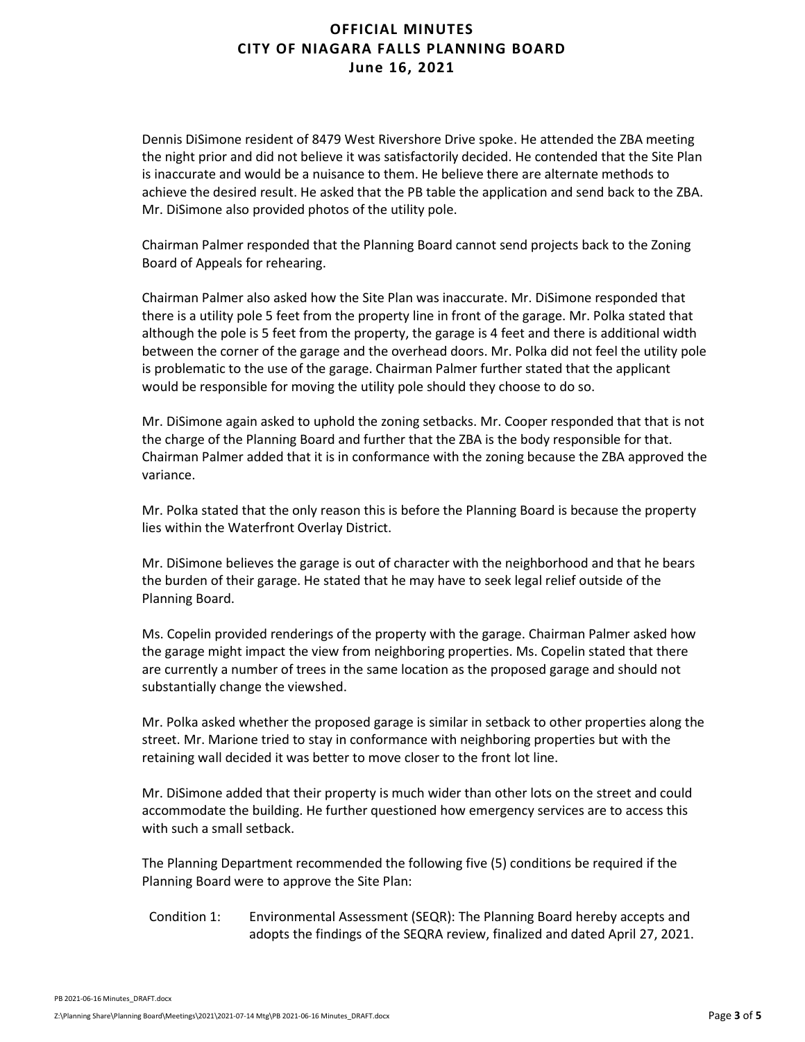Dennis DiSimone resident of 8479 West Rivershore Drive spoke. He attended the ZBA meeting the night prior and did not believe it was satisfactorily decided. He contended that the Site Plan is inaccurate and would be a nuisance to them. He believe there are alternate methods to achieve the desired result. He asked that the PB table the application and send back to the ZBA. Mr. DiSimone also provided photos of the utility pole.

Chairman Palmer responded that the Planning Board cannot send projects back to the Zoning Board of Appeals for rehearing.

Chairman Palmer also asked how the Site Plan was inaccurate. Mr. DiSimone responded that there is a utility pole 5 feet from the property line in front of the garage. Mr. Polka stated that although the pole is 5 feet from the property, the garage is 4 feet and there is additional width between the corner of the garage and the overhead doors. Mr. Polka did not feel the utility pole is problematic to the use of the garage. Chairman Palmer further stated that the applicant would be responsible for moving the utility pole should they choose to do so.

Mr. DiSimone again asked to uphold the zoning setbacks. Mr. Cooper responded that that is not the charge of the Planning Board and further that the ZBA is the body responsible for that. Chairman Palmer added that it is in conformance with the zoning because the ZBA approved the variance.

Mr. Polka stated that the only reason this is before the Planning Board is because the property lies within the Waterfront Overlay District.

Mr. DiSimone believes the garage is out of character with the neighborhood and that he bears the burden of their garage. He stated that he may have to seek legal relief outside of the Planning Board.

Ms. Copelin provided renderings of the property with the garage. Chairman Palmer asked how the garage might impact the view from neighboring properties. Ms. Copelin stated that there are currently a number of trees in the same location as the proposed garage and should not substantially change the viewshed.

Mr. Polka asked whether the proposed garage is similar in setback to other properties along the street. Mr. Marione tried to stay in conformance with neighboring properties but with the retaining wall decided it was better to move closer to the front lot line.

Mr. DiSimone added that their property is much wider than other lots on the street and could accommodate the building. He further questioned how emergency services are to access this with such a small setback.

The Planning Department recommended the following five (5) conditions be required if the Planning Board were to approve the Site Plan:

Condition 1: Environmental Assessment (SEQR): The Planning Board hereby accepts and adopts the findings of the SEQRA review, finalized and dated April 27, 2021.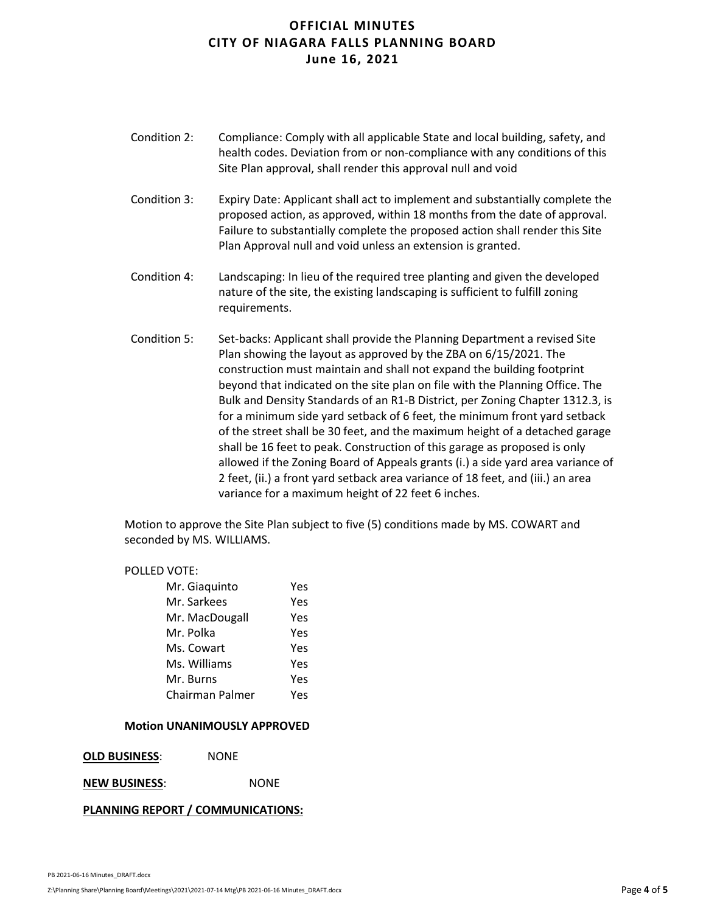Condition 2: Compliance: Comply with all applicable State and local building, safety, and health codes. Deviation from or non-compliance with any conditions of this Site Plan approval, shall render this approval null and void

Condition 3: Expiry Date: Applicant shall act to implement and substantially complete the proposed action, as approved, within 18 months from the date of approval. Failure to substantially complete the proposed action shall render this Site Plan Approval null and void unless an extension is granted.

Condition 4: Landscaping: In lieu of the required tree planting and given the developed nature of the site, the existing landscaping is sufficient to fulfill zoning requirements.

Condition 5: Set-backs: Applicant shall provide the Planning Department a revised Site Plan showing the layout as approved by the ZBA on 6/15/2021. The construction must maintain and shall not expand the building footprint beyond that indicated on the site plan on file with the Planning Office. The Bulk and Density Standards of an R1-B District, per Zoning Chapter 1312.3, is for a minimum side yard setback of 6 feet, the minimum front yard setback of the street shall be 30 feet, and the maximum height of a detached garage shall be 16 feet to peak. Construction of this garage as proposed is only allowed if the Zoning Board of Appeals grants (i.) a side yard area variance of 2 feet, (ii.) a front yard setback area variance of 18 feet, and (iii.) an area variance for a maximum height of 22 feet 6 inches.

Motion to approve the Site Plan subject to five (5) conditions made by MS. COWART and seconded by MS. WILLIAMS.

POLLED VOTE:

| | |
|---|---|
| Mr. Giaquinto | Yes |
| Mr. Sarkees | Yes |
| Mr. MacDougall | Yes |
| Mr. Polka | Yes |
| Ms. Cowart | Yes |
| Ms. Williams | Yes |
| Mr. Burns | Yes |
| Chairman Palmer | Yes |

**Motion UNANIMOUSLY APPROVED**

**OLD BUSINESS**: NONE

**NEW BUSINESS**: NONE

**PLANNING REPORT / COMMUNICATIONS:**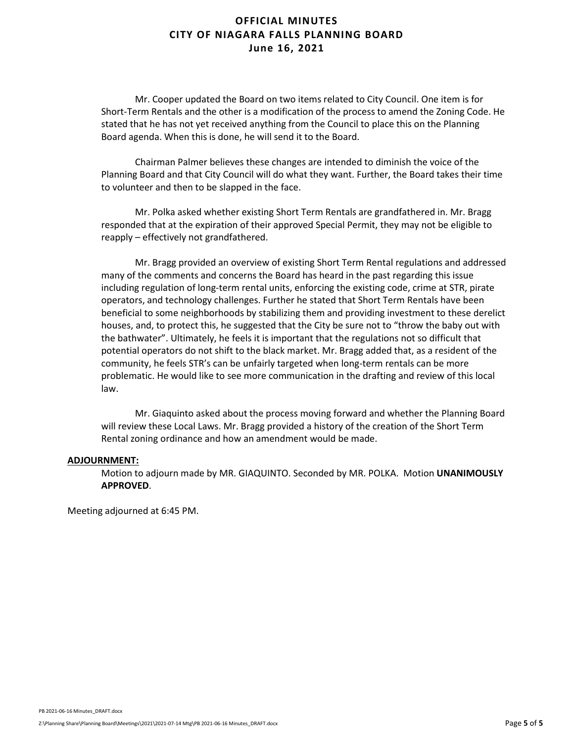Mr. Cooper updated the Board on two items related to City Council. One item is for Short-Term Rentals and the other is a modification of the process to amend the Zoning Code. He stated that he has not yet received anything from the Council to place this on the Planning Board agenda. When this is done, he will send it to the Board.

Chairman Palmer believes these changes are intended to diminish the voice of the Planning Board and that City Council will do what they want. Further, the Board takes their time to volunteer and then to be slapped in the face.

Mr. Polka asked whether existing Short Term Rentals are grandfathered in. Mr. Bragg responded that at the expiration of their approved Special Permit, they may not be eligible to reapply – effectively not grandfathered.

Mr. Bragg provided an overview of existing Short Term Rental regulations and addressed many of the comments and concerns the Board has heard in the past regarding this issue including regulation of long-term rental units, enforcing the existing code, crime at STR, pirate operators, and technology challenges. Further he stated that Short Term Rentals have been beneficial to some neighborhoods by stabilizing them and providing investment to these derelict houses, and, to protect this, he suggested that the City be sure not to "throw the baby out with the bathwater". Ultimately, he feels it is important that the regulations not so difficult that potential operators do not shift to the black market. Mr. Bragg added that, as a resident of the community, he feels STR's can be unfairly targeted when long-term rentals can be more problematic. He would like to see more communication in the drafting and review of this local law.

Mr. Giaquinto asked about the process moving forward and whether the Planning Board will review these Local Laws. Mr. Bragg provided a history of the creation of the Short Term Rental zoning ordinance and how an amendment would be made.

**ADJOURNMENT:**

Motion to adjourn made by MR. GIAQUINTO. Seconded by MR. POLKA. Motion **UNANIMOUSLY APPROVED**.

Meeting adjourned at 6:45 PM.